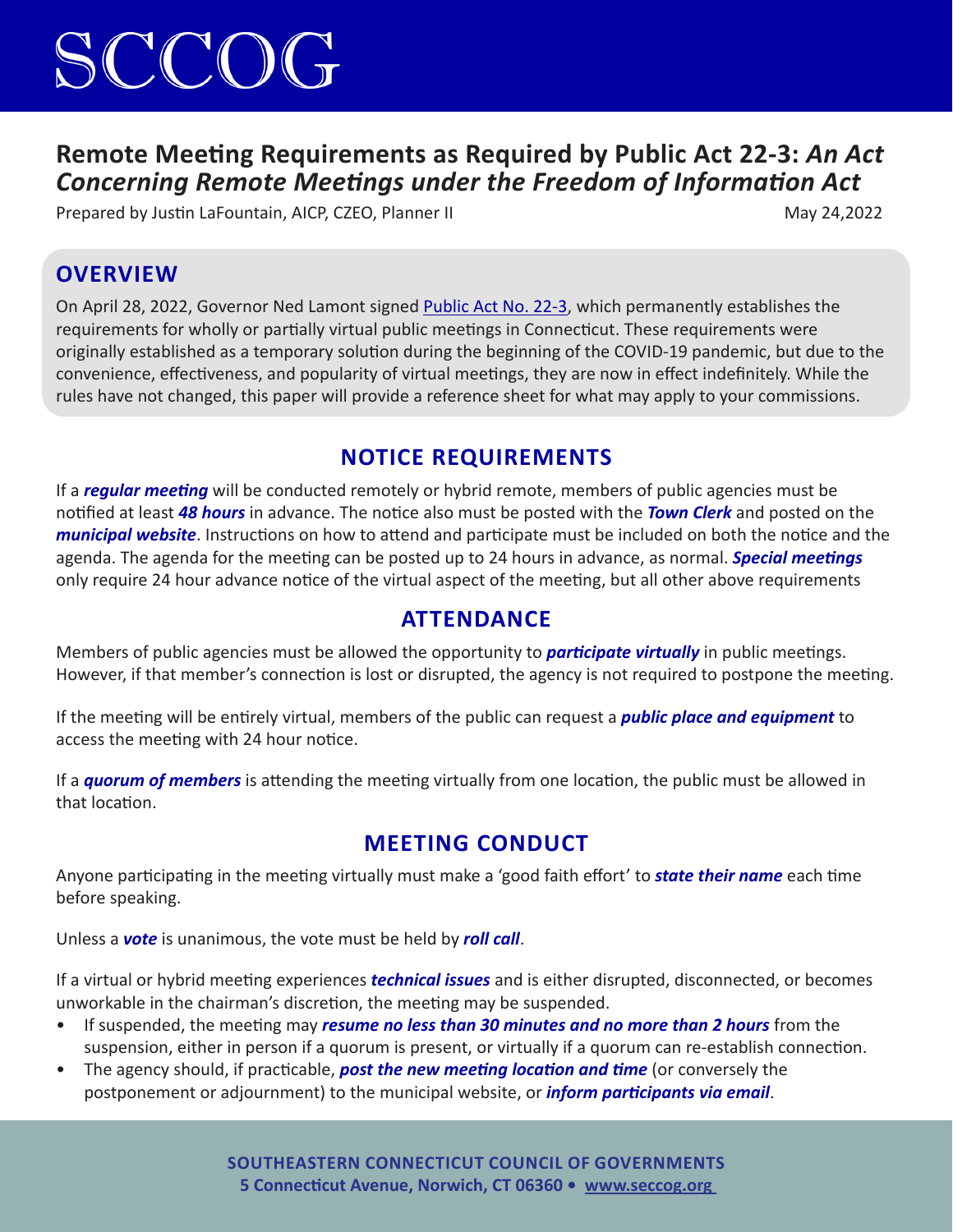# SCCOG

## Remote Meeting Requirements as Required by Public Act 22-3: *An Act Concerning Remote Meetings under the Freedom of Information Act*

Prepared by Justin LaFountain, AICP, CZEO, Planner II

May 24,2022

## OVERVIEW

On April 28, 2022, Governor Ned Lamont signed Public Act No. 22-3, which permanently establishes the requirements for wholly or partially virtual public meetings in Connecticut. These requirements were originally established as a temporary solution during the beginning of the COVID-19 pandemic, but due to the convenience, effectiveness, and popularity of virtual meetings, they are now in effect indefinitely. While the rules have not changed, this paper will provide a reference sheet for what may apply to your commissions.

## NOTICE REQUIREMENTS

If a ***regular meeting*** will be conducted remotely or hybrid remote, members of public agencies must be notified at least ***48 hours*** in advance. The notice also must be posted with the ***Town Clerk*** and posted on the ***municipal website***. Instructions on how to attend and participate must be included on both the notice and the agenda. The agenda for the meeting can be posted up to 24 hours in advance, as normal. ***Special meetings*** only require 24 hour advance notice of the virtual aspect of the meeting, but all other above requirements

## ATTENDANCE

Members of public agencies must be allowed the opportunity to ***participate virtually*** in public meetings. However, if that member's connection is lost or disrupted, the agency is not required to postpone the meeting.

If the meeting will be entirely virtual, members of the public can request a ***public place and equipment*** to access the meeting with 24 hour notice.

If a ***quorum of members*** is attending the meeting virtually from one location, the public must be allowed in that location.

## MEETING CONDUCT

Anyone participating in the meeting virtually must make a 'good faith effort' to ***state their name*** each time before speaking.

Unless a ***vote*** is unanimous, the vote must be held by ***roll call***.

If a virtual or hybrid meeting experiences ***technical issues*** and is either disrupted, disconnected, or becomes unworkable in the chairman's discretion, the meeting may be suspended.

- If suspended, the meeting may ***resume no less than 30 minutes and no more than 2 hours*** from the suspension, either in person if a quorum is present, or virtually if a quorum can re-establish connection.
- The agency should, if practicable, ***post the new meeting location and time*** (or conversely the postponement or adjournment) to the municipal website, or ***inform participants via email***.

**SOUTHEASTERN CONNECTICUT COUNCIL OF GOVERNMENTS**
**5 Connecticut Avenue, Norwich, CT 06360 • www.seccog.org**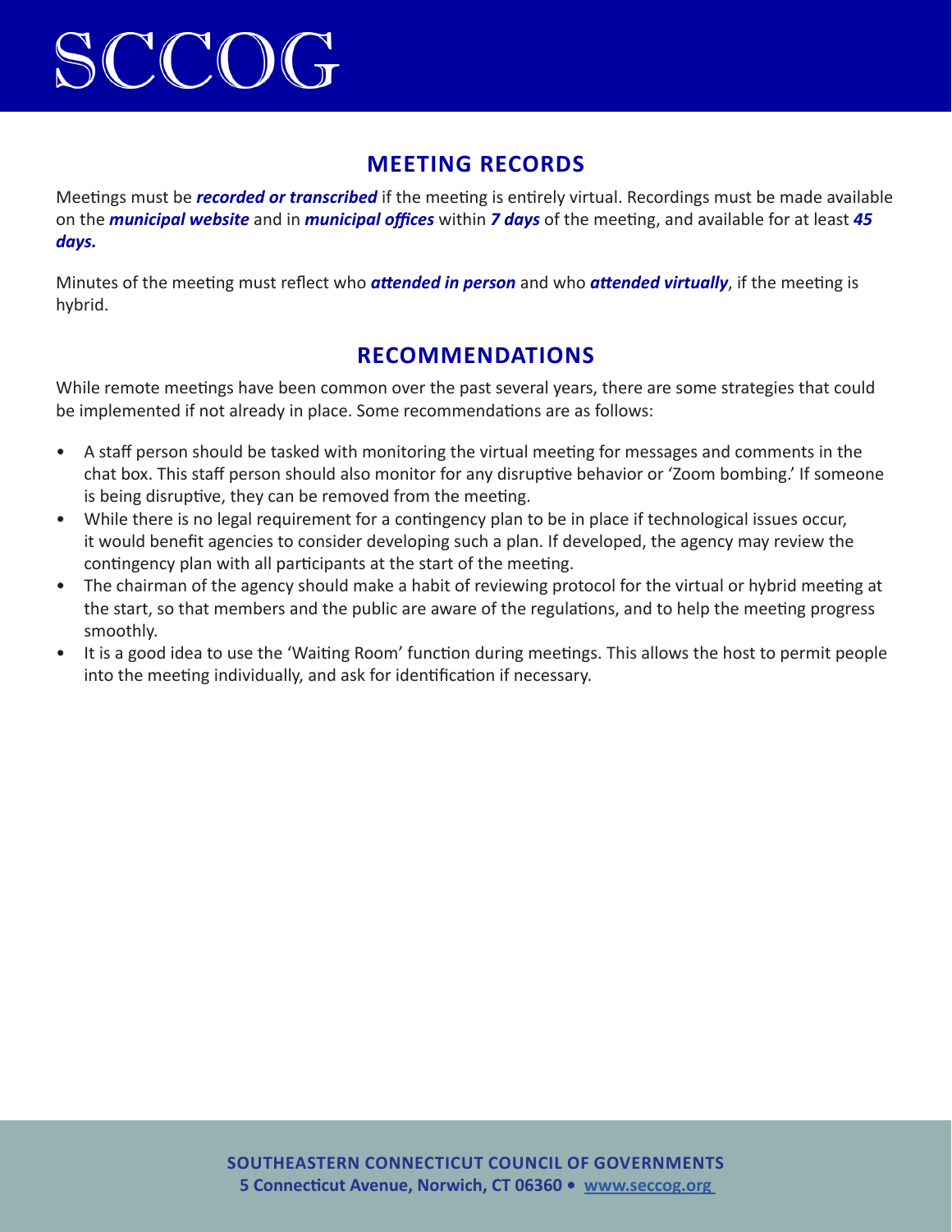## MEETING RECORDS

Meetings must be ***recorded or transcribed*** if the meeting is entirely virtual. Recordings must be made available on the ***municipal website*** and in ***municipal offices*** within ***7 days*** of the meeting, and available for at least ***45 days.***

Minutes of the meeting must reflect who ***attended in person*** and who ***attended virtually***, if the meeting is hybrid.

## RECOMMENDATIONS

While remote meetings have been common over the past several years, there are some strategies that could be implemented if not already in place. Some recommendations are as follows:

- A staff person should be tasked with monitoring the virtual meeting for messages and comments in the chat box. This staff person should also monitor for any disruptive behavior or 'Zoom bombing.' If someone is being disruptive, they can be removed from the meeting.
- While there is no legal requirement for a contingency plan to be in place if technological issues occur, it would benefit agencies to consider developing such a plan. If developed, the agency may review the contingency plan with all participants at the start of the meeting.
- The chairman of the agency should make a habit of reviewing protocol for the virtual or hybrid meeting at the start, so that members and the public are aware of the regulations, and to help the meeting progress smoothly.
- It is a good idea to use the 'Waiting Room' function during meetings. This allows the host to permit people into the meeting individually, and ask for identification if necessary.